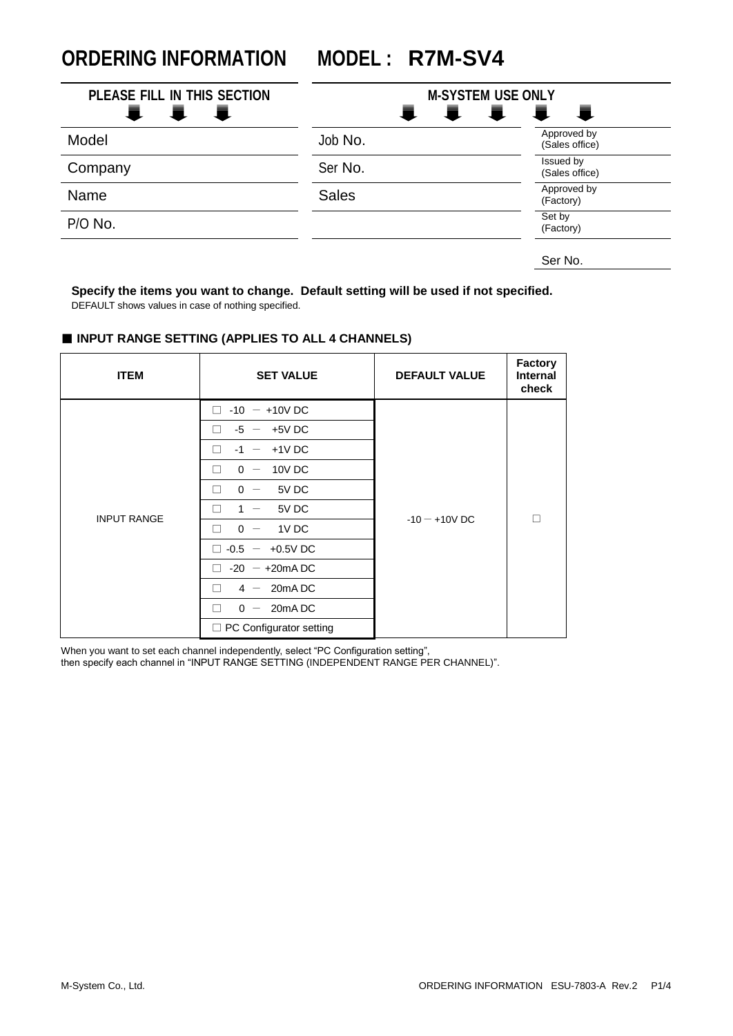# ORDERING INFORMATION MODEL : R7M-SV4

| PLEASE FILL IN THIS SECTION | M-SYSTEM USE ONLY | |
|---|---|---|
| Model | Job No. | Approved by (Sales office) |
| Company | Ser No. | Issued by (Sales office) |
| Name | Sales | Approved by (Factory) |
| P/O No. | | Set by (Factory) |
| | | Ser No. |

**Specify the items you want to change. Default setting will be used if not specified.**

DEFAULT shows values in case of nothing specified.

## ■ INPUT RANGE SETTING (APPLIES TO ALL 4 CHANNELS)

| ITEM | SET VALUE | DEFAULT VALUE | Factory Internal check |
|---|---|---|---|
| INPUT RANGE | □ -10 − +10V DC | -10 − +10V DC | □ |
| | □ -5 − +5V DC | | |
| | □ -1 − +1V DC | | |
| | □ 0 − 10V DC | | |
| | □ 0 − 5V DC | | |
| | □ 1 − 5V DC | | |
| | □ 0 − 1V DC | | |
| | □ -0.5 − +0.5V DC | | |
| | □ -20 − +20mA DC | | |
| | □ 4 − 20mA DC | | |
| | □ 0 − 20mA DC | | |
| | □ PC Configurator setting | | |

When you want to set each channel independently, select “PC Configuration setting”,
then specify each channel in “INPUT RANGE SETTING (INDEPENDENT RANGE PER CHANNEL)”.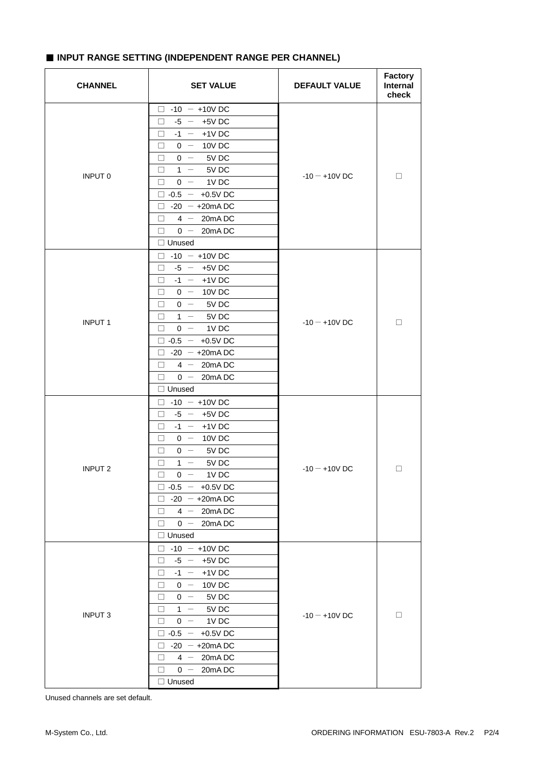## ■ INPUT RANGE SETTING (INDEPENDENT RANGE PER CHANNEL)

| CHANNEL | SET VALUE | DEFAULT VALUE | Factory Internal check |
|---|---|---|---|
| INPUT 0 | □ -10 − +10V DC | -10 − +10V DC | □ |
| | □ -5 − +5V DC | | |
| | □ -1 − +1V DC | | |
| | □ 0 − 10V DC | | |
| | □ 0 − 5V DC | | |
| | □ 1 − 5V DC | | |
| | □ 0 − 1V DC | | |
| | □ -0.5 − +0.5V DC | | |
| | □ -20 − +20mA DC | | |
| | □ 4 − 20mA DC | | |
| | □ 0 − 20mA DC | | |
| | □ Unused | | |
| INPUT 1 | □ -10 − +10V DC | -10 − +10V DC | □ |
| | □ -5 − +5V DC | | |
| | □ -1 − +1V DC | | |
| | □ 0 − 10V DC | | |
| | □ 0 − 5V DC | | |
| | □ 1 − 5V DC | | |
| | □ 0 − 1V DC | | |
| | □ -0.5 − +0.5V DC | | |
| | □ -20 − +20mA DC | | |
| | □ 4 − 20mA DC | | |
| | □ 0 − 20mA DC | | |
| | □ Unused | | |
| INPUT 2 | □ -10 − +10V DC | -10 − +10V DC | □ |
| | □ -5 − +5V DC | | |
| | □ -1 − +1V DC | | |
| | □ 0 − 10V DC | | |
| | □ 0 − 5V DC | | |
| | □ 1 − 5V DC | | |
| | □ 0 − 1V DC | | |
| | □ -0.5 − +0.5V DC | | |
| | □ -20 − +20mA DC | | |
| | □ 4 − 20mA DC | | |
| | □ 0 − 20mA DC | | |
| | □ Unused | | |
| INPUT 3 | □ -10 − +10V DC | -10 − +10V DC | □ |
| | □ -5 − +5V DC | | |
| | □ -1 − +1V DC | | |
| | □ 0 − 10V DC | | |
| | □ 0 − 5V DC | | |
| | □ 1 − 5V DC | | |
| | □ 0 − 1V DC | | |
| | □ -0.5 − +0.5V DC | | |
| | □ -20 − +20mA DC | | |
| | □ 4 − 20mA DC | | |
| | □ 0 − 20mA DC | | |
| | □ Unused | | |

Unused channels are set default.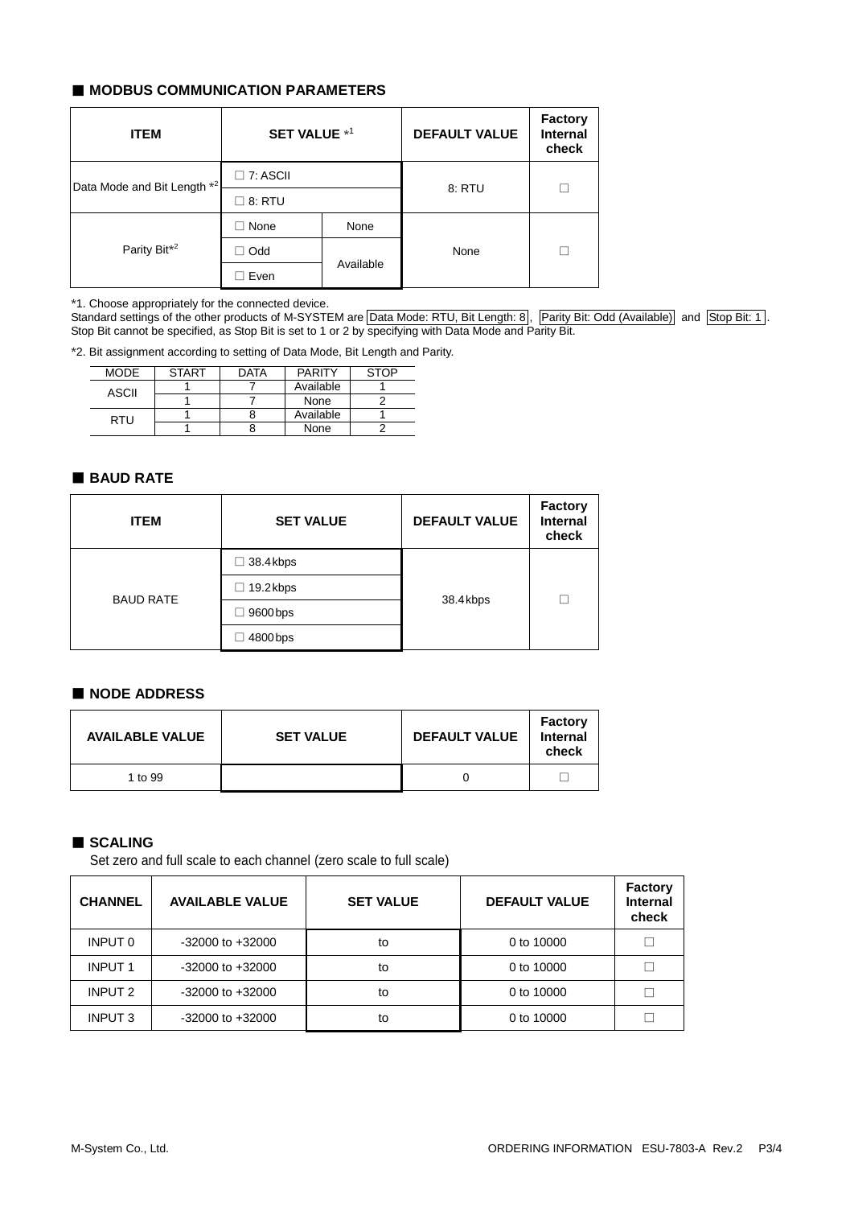## ■ MODBUS COMMUNICATION PARAMETERS

| ITEM | SET VALUE *1 | | DEFAULT VALUE | Factory Internal check |
|---|---|---|---|---|
| Data Mode and Bit Length *2 | ☐ 7: ASCII | | 8: RTU | ☐ |
| | ☐ 8: RTU | | | |
| Parity Bit*2 | ☐ None | None | None | ☐ |
| | ☐ Odd | Available | | |
| | ☐ Even | | | |

*1. Choose appropriately for the connected device.
Standard settings of the other products of M-SYSTEM are Data Mode: RTU, Bit Length: 8, Parity Bit: Odd (Available) and Stop Bit: 1.
Stop Bit cannot be specified, as Stop Bit is set to 1 or 2 by specifying with Data Mode and Parity Bit.

*2. Bit assignment according to setting of Data Mode, Bit Length and Parity.

| MODE | START | DATA | PARITY | STOP |
|---|---|---|---|---|
| ASCII | 1 | 7 | Available | 1 |
| | 1 | 7 | None | 2 |
| RTU | 1 | 8 | Available | 1 |
| | 1 | 8 | None | 2 |

## ■ BAUD RATE

| ITEM | SET VALUE | DEFAULT VALUE | Factory Internal check |
|---|---|---|---|
| BAUD RATE | ☐ 38.4kbps | 38.4kbps | ☐ |
| | ☐ 19.2kbps | | |
| | ☐ 9600bps | | |
| | ☐ 4800bps | | |

## ■ NODE ADDRESS

| AVAILABLE VALUE | SET VALUE | DEFAULT VALUE | Factory Internal check |
|---|---|---|---|
| 1 to 99 | | 0 | ☐ |

## ■ SCALING

Set zero and full scale to each channel (zero scale to full scale)

| CHANNEL | AVAILABLE VALUE | SET VALUE | DEFAULT VALUE | Factory Internal check |
|---|---|---|---|---|
| INPUT 0 | -32000 to +32000 | to | 0 to 10000 | ☐ |
| INPUT 1 | -32000 to +32000 | to | 0 to 10000 | ☐ |
| INPUT 2 | -32000 to +32000 | to | 0 to 10000 | ☐ |
| INPUT 3 | -32000 to +32000 | to | 0 to 10000 | ☐ |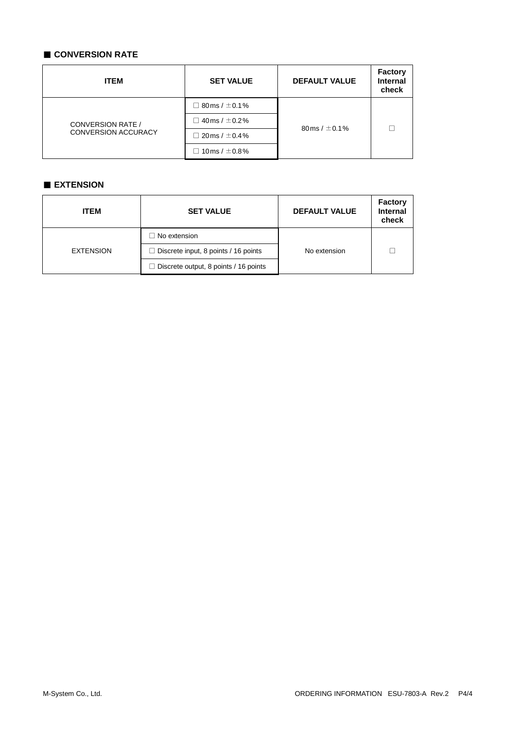## ■ CONVERSION RATE

| ITEM | SET VALUE | DEFAULT VALUE | Factory Internal check |
|---|---|---|---|
| CONVERSION RATE / CONVERSION ACCURACY | □ 80ms / ±0.1% | 80ms / ±0.1% | □ |
| | □ 40ms / ±0.2% | | |
| | □ 20ms / ±0.4% | | |
| | □ 10ms / ±0.8% | | |

## ■ EXTENSION

| ITEM | SET VALUE | DEFAULT VALUE | Factory Internal check |
|---|---|---|---|
| EXTENSION | □ No extension | No extension | □ |
| | □ Discrete input, 8 points / 16 points | | |
| | □ Discrete output, 8 points / 16 points | | |